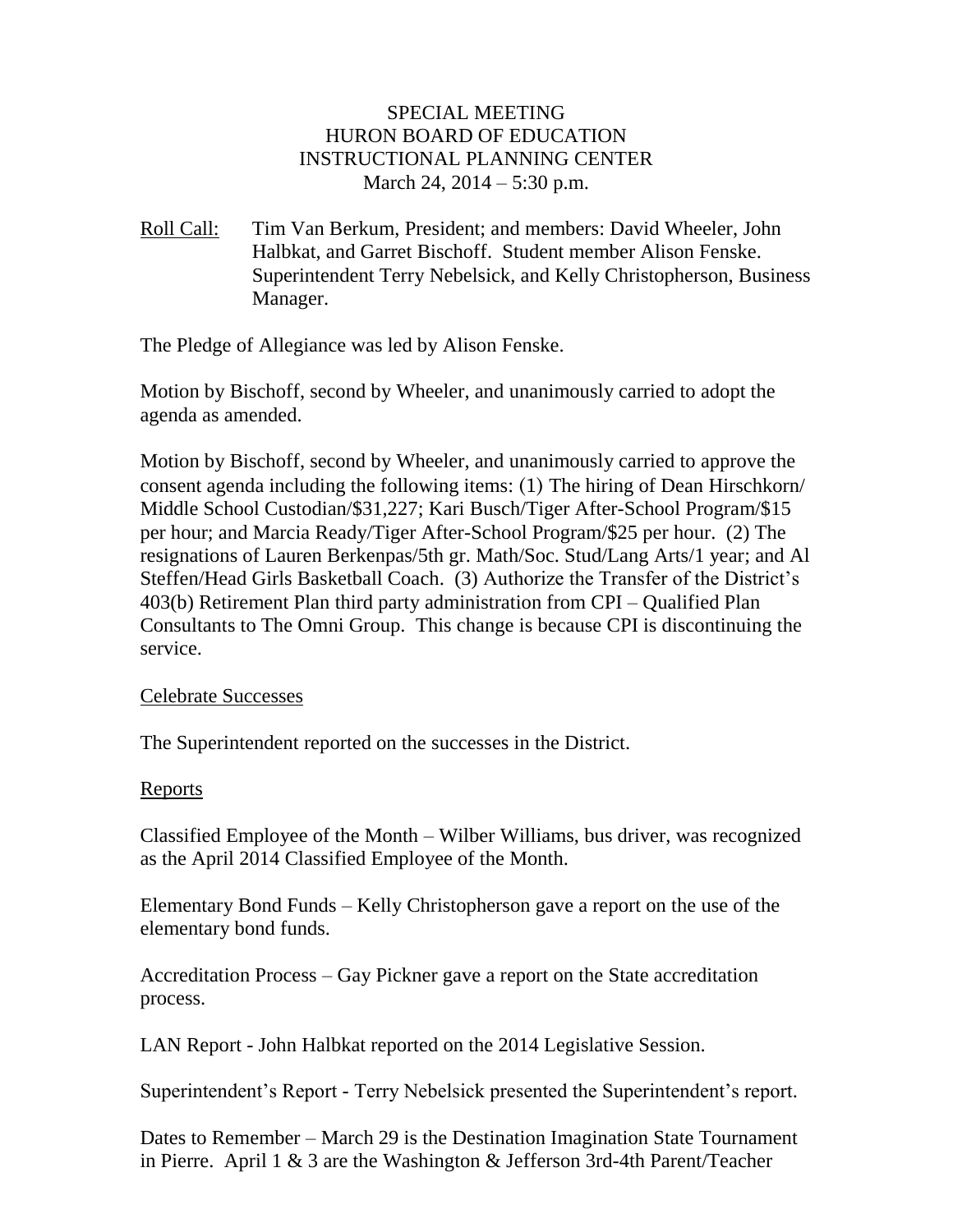SPECIAL MEETING
HURON BOARD OF EDUCATION
INSTRUCTIONAL PLANNING CENTER
March 24, 2014 – 5:30 p.m.

Roll Call: Tim Van Berkum, President; and members: David Wheeler, John Halbkat, and Garret Bischoff. Student member Alison Fenske. Superintendent Terry Nebelsick, and Kelly Christopherson, Business Manager.

The Pledge of Allegiance was led by Alison Fenske.

Motion by Bischoff, second by Wheeler, and unanimously carried to adopt the agenda as amended.

Motion by Bischoff, second by Wheeler, and unanimously carried to approve the consent agenda including the following items: (1) The hiring of Dean Hirschkorn/ Middle School Custodian/$31,227; Kari Busch/Tiger After-School Program/$15 per hour; and Marcia Ready/Tiger After-School Program/$25 per hour. (2) The resignations of Lauren Berkenpas/5th gr. Math/Soc. Stud/Lang Arts/1 year; and Al Steffen/Head Girls Basketball Coach. (3) Authorize the Transfer of the District's 403(b) Retirement Plan third party administration from CPI – Qualified Plan Consultants to The Omni Group. This change is because CPI is discontinuing the service.

Celebrate Successes

The Superintendent reported on the successes in the District.

Reports

Classified Employee of the Month – Wilber Williams, bus driver, was recognized as the April 2014 Classified Employee of the Month.

Elementary Bond Funds – Kelly Christopherson gave a report on the use of the elementary bond funds.

Accreditation Process – Gay Pickner gave a report on the State accreditation process.

LAN Report - John Halbkat reported on the 2014 Legislative Session.

Superintendent's Report - Terry Nebelsick presented the Superintendent's report.

Dates to Remember – March 29 is the Destination Imagination State Tournament in Pierre. April 1 & 3 are the Washington & Jefferson 3rd-4th Parent/Teacher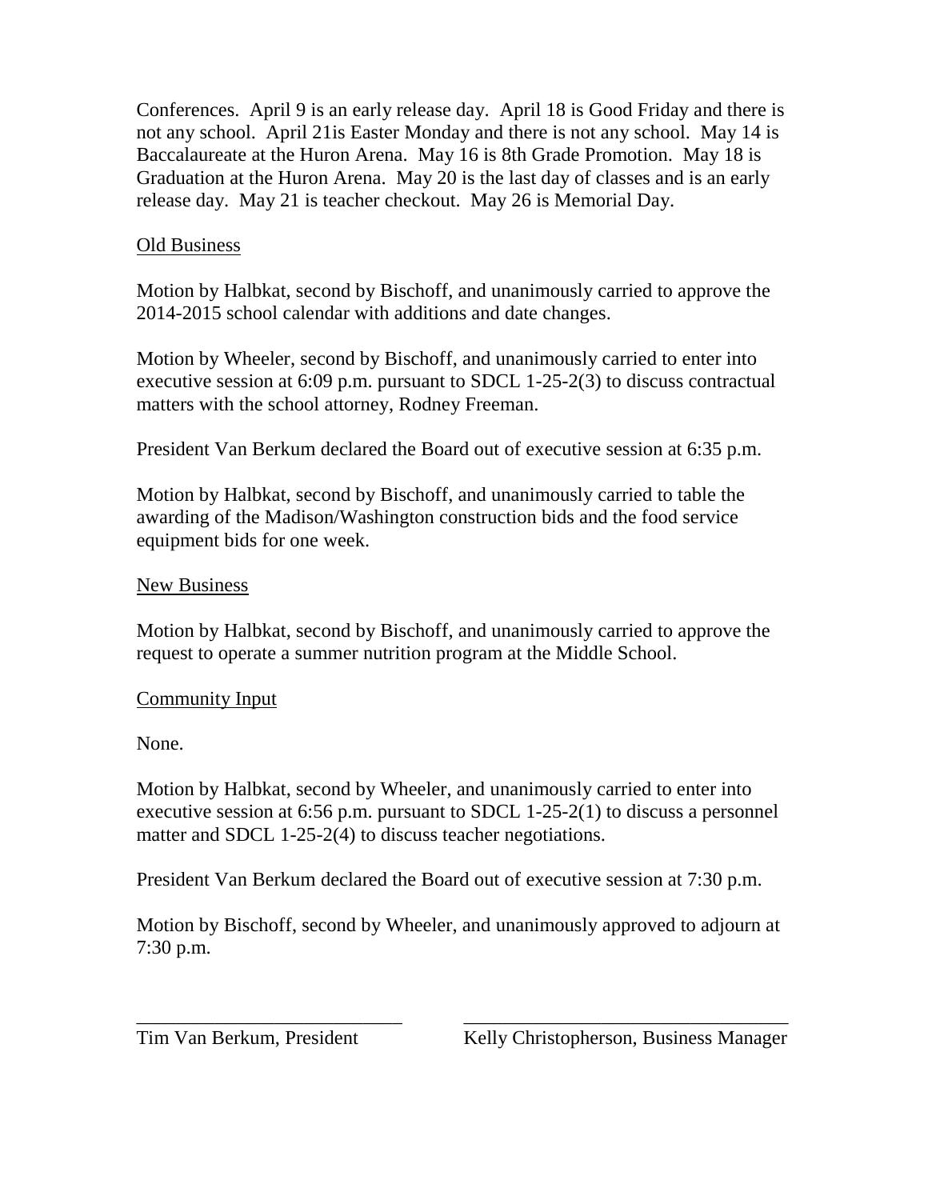Conferences. April 9 is an early release day. April 18 is Good Friday and there is not any school. April 21is Easter Monday and there is not any school. May 14 is Baccalaureate at the Huron Arena. May 16 is 8th Grade Promotion. May 18 is Graduation at the Huron Arena. May 20 is the last day of classes and is an early release day. May 21 is teacher checkout. May 26 is Memorial Day.

## Old Business

Motion by Halbkat, second by Bischoff, and unanimously carried to approve the 2014-2015 school calendar with additions and date changes.

Motion by Wheeler, second by Bischoff, and unanimously carried to enter into executive session at 6:09 p.m. pursuant to SDCL 1-25-2(3) to discuss contractual matters with the school attorney, Rodney Freeman.

President Van Berkum declared the Board out of executive session at 6:35 p.m.

Motion by Halbkat, second by Bischoff, and unanimously carried to table the awarding of the Madison/Washington construction bids and the food service equipment bids for one week.

## New Business

Motion by Halbkat, second by Bischoff, and unanimously carried to approve the request to operate a summer nutrition program at the Middle School.

## Community Input

None.

Motion by Halbkat, second by Wheeler, and unanimously carried to enter into executive session at 6:56 p.m. pursuant to SDCL 1-25-2(1) to discuss a personnel matter and SDCL 1-25-2(4) to discuss teacher negotiations.

President Van Berkum declared the Board out of executive session at 7:30 p.m.

Motion by Bischoff, second by Wheeler, and unanimously approved to adjourn at 7:30 p.m.

\_\_\_\_\_\_\_\_\_\_\_\_\_\_\_\_\_\_\_\_\_\_\_\_\_\_\_\_ \_\_\_\_\_\_\_\_\_\_\_\_\_\_\_\_\_\_\_\_\_\_\_\_\_\_\_\_\_\_\_\_\_\_

Tim Van Berkum, President Kelly Christopherson, Business Manager